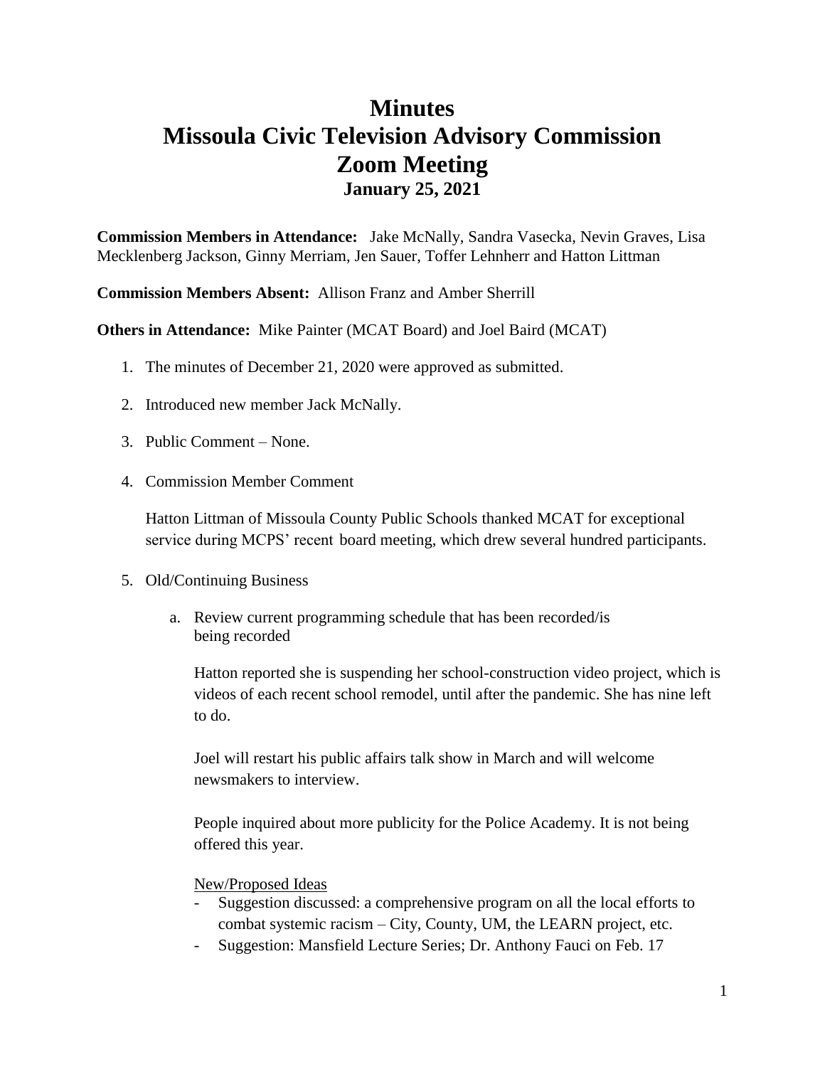# Minutes
# Missoula Civic Television Advisory Commission
# Zoom Meeting
### January 25, 2021

**Commission Members in Attendance:** Jake McNally, Sandra Vasecka, Nevin Graves, Lisa Mecklenberg Jackson, Ginny Merriam, Jen Sauer, Toffer Lehnherr and Hatton Littman

**Commission Members Absent:** Allison Franz and Amber Sherrill

**Others in Attendance:** Mike Painter (MCAT Board) and Joel Baird (MCAT)

1. The minutes of December 21, 2020 were approved as submitted.

2. Introduced new member Jack McNally.

3. Public Comment – None.

4. Commission Member Comment

   Hatton Littman of Missoula County Public Schools thanked MCAT for exceptional service during MCPS' recent board meeting, which drew several hundred participants.

5. Old/Continuing Business

   a. Review current programming schedule that has been recorded/is being recorded

      Hatton reported she is suspending her school-construction video project, which is videos of each recent school remodel, until after the pandemic. She has nine left to do.

      Joel will restart his public affairs talk show in March and will welcome newsmakers to interview.

      People inquired about more publicity for the Police Academy. It is not being offered this year.

      New/Proposed Ideas

      - Suggestion discussed: a comprehensive program on all the local efforts to combat systemic racism – City, County, UM, the LEARN project, etc.
      - Suggestion: Mansfield Lecture Series; Dr. Anthony Fauci on Feb. 17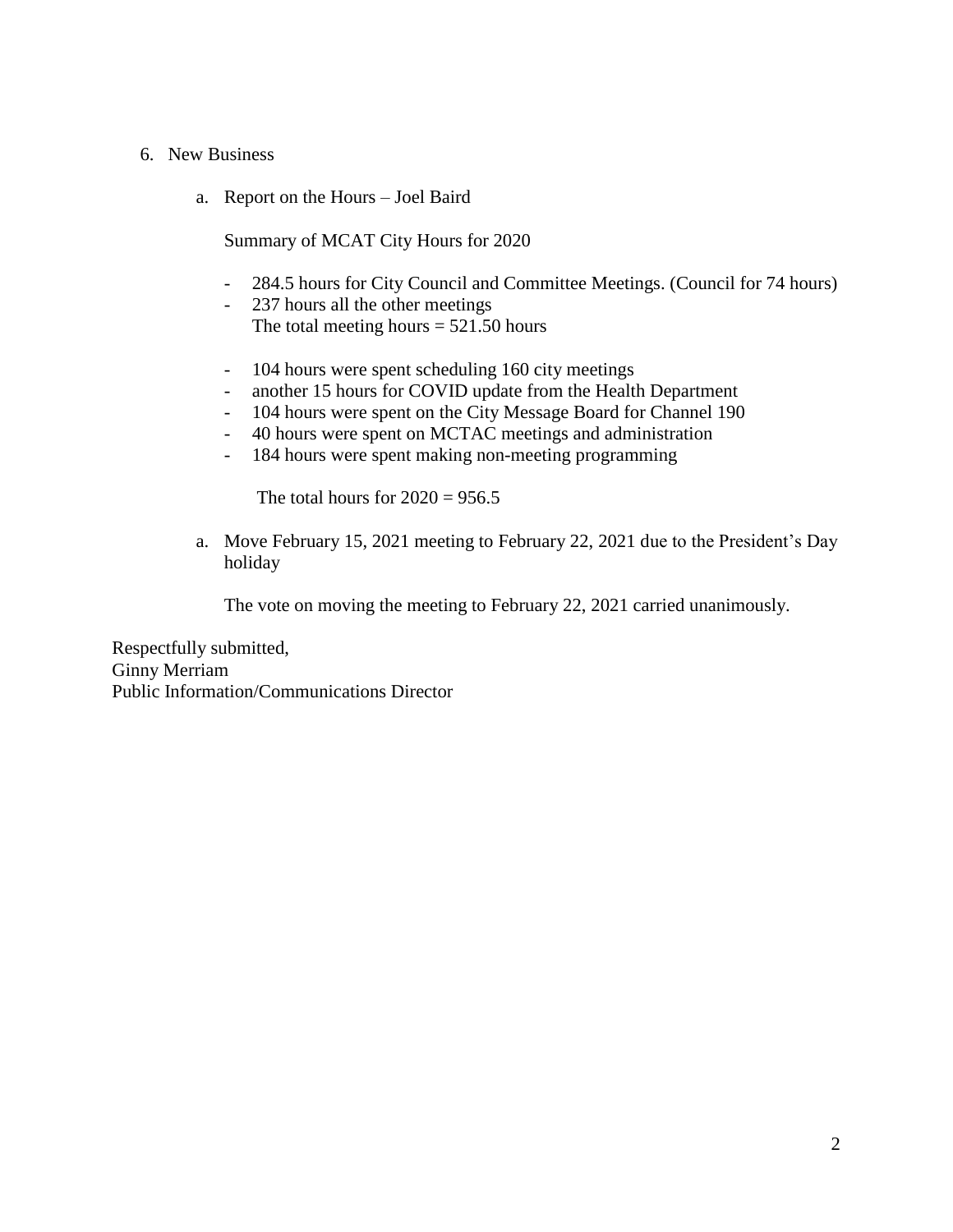6. New Business

   a. Report on the Hours – Joel Baird

      Summary of MCAT City Hours for 2020

      - 284.5 hours for City Council and Committee Meetings. (Council for 74 hours)
      - 237 hours all the other meetings  
        The total meeting hours = 521.50 hours

      - 104 hours were spent scheduling 160 city meetings
      - another 15 hours for COVID update from the Health Department
      - 104 hours were spent on the City Message Board for Channel 190
      - 40 hours were spent on MCTAC meetings and administration
      - 184 hours were spent making non-meeting programming

      The total hours for 2020 = 956.5

   a. Move February 15, 2021 meeting to February 22, 2021 due to the President's Day holiday

      The vote on moving the meeting to February 22, 2021 carried unanimously.

Respectfully submitted,  
Ginny Merriam  
Public Information/Communications Director